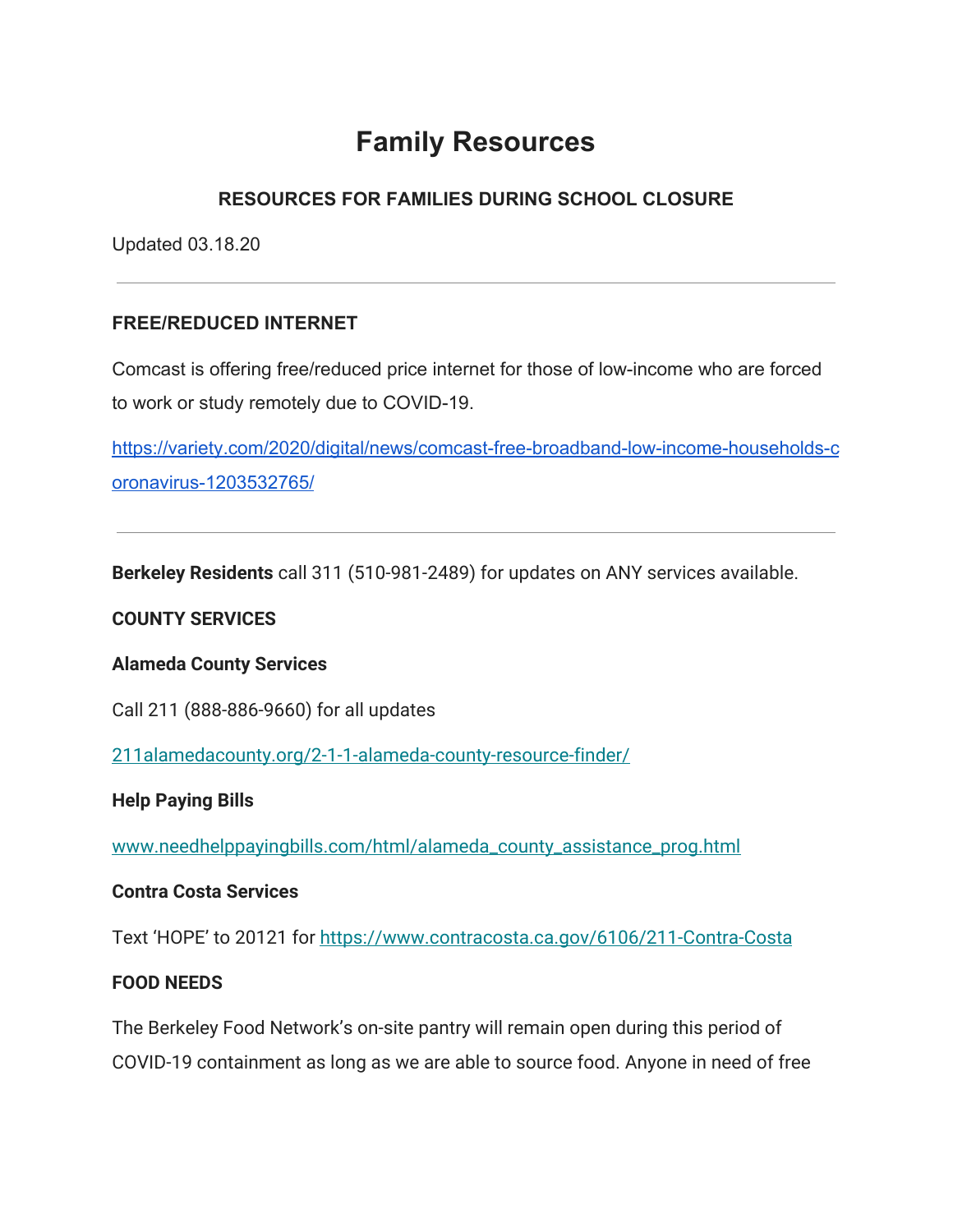# Family Resources

## RESOURCES FOR FAMILIES DURING SCHOOL CLOSURE

Updated 03.18.20

---

### FREE/REDUCED INTERNET

Comcast is offering free/reduced price internet for those of low-income who are forced to work or study remotely due to COVID-19.

[https://variety.com/2020/digital/news/comcast-free-broadband-low-income-households-coronavirus-1203532765/](https://variety.com/2020/digital/news/comcast-free-broadband-low-income-households-coronavirus-1203532765/)

---

**Berkeley Residents** call 311 (510-981-2489) for updates on ANY services available.

**COUNTY SERVICES**

**Alameda County Services**

Call 211 (888-886-9660) for all updates

[211alamedacounty.org/2-1-1-alameda-county-resource-finder/](211alamedacounty.org/2-1-1-alameda-county-resource-finder/)

**Help Paying Bills**

[www.needhelppayingbills.com/html/alameda_county_assistance_prog.html](www.needhelppayingbills.com/html/alameda_county_assistance_prog.html)

**Contra Costa Services**

Text 'HOPE' to 20121 for [https://www.contracosta.ca.gov/6106/211-Contra-Costa](https://www.contracosta.ca.gov/6106/211-Contra-Costa)

**FOOD NEEDS**

The Berkeley Food Network's on-site pantry will remain open during this period of COVID-19 containment as long as we are able to source food. Anyone in need of free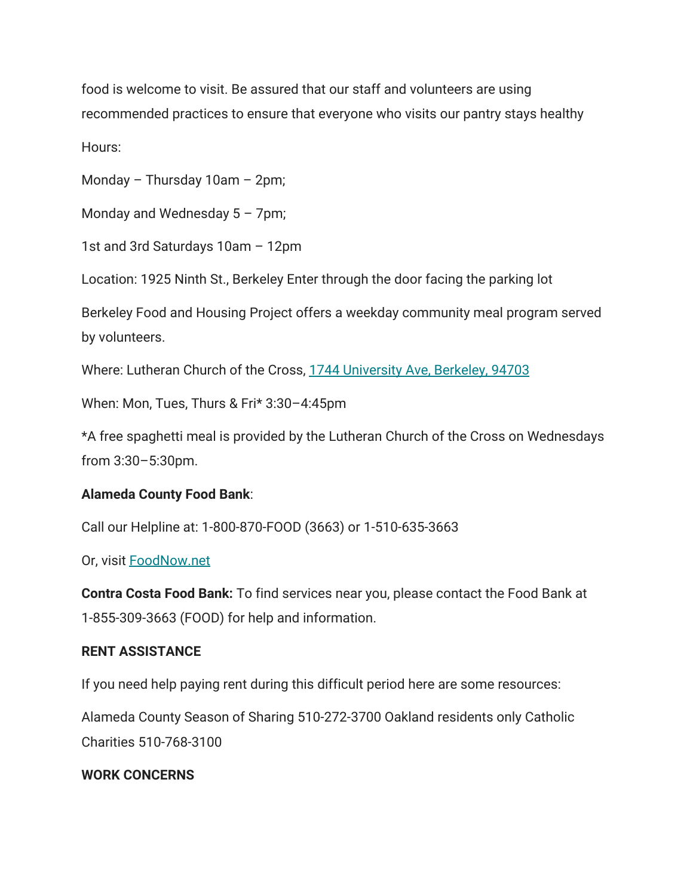food is welcome to visit. Be assured that our staff and volunteers are using recommended practices to ensure that everyone who visits our pantry stays healthy

Hours:

Monday – Thursday 10am – 2pm;

Monday and Wednesday 5 – 7pm;

1st and 3rd Saturdays 10am – 12pm

Location: 1925 Ninth St., Berkeley Enter through the door facing the parking lot

Berkeley Food and Housing Project offers a weekday community meal program served by volunteers.

Where: Lutheran Church of the Cross, [1744 University Ave, Berkeley, 94703]

When: Mon, Tues, Thurs & Fri* 3:30–4:45pm

*A free spaghetti meal is provided by the Lutheran Church of the Cross on Wednesdays from 3:30–5:30pm.

**Alameda County Food Bank**:

Call our Helpline at: 1-800-870-FOOD (3663) or 1-510-635-3663

Or, visit [FoodNow.net]

**Contra Costa Food Bank:** To find services near you, please contact the Food Bank at 1-855-309-3663 (FOOD) for help and information.

**RENT ASSISTANCE**

If you need help paying rent during this difficult period here are some resources:

Alameda County Season of Sharing 510-272-3700 Oakland residents only Catholic Charities 510-768-3100

**WORK CONCERNS**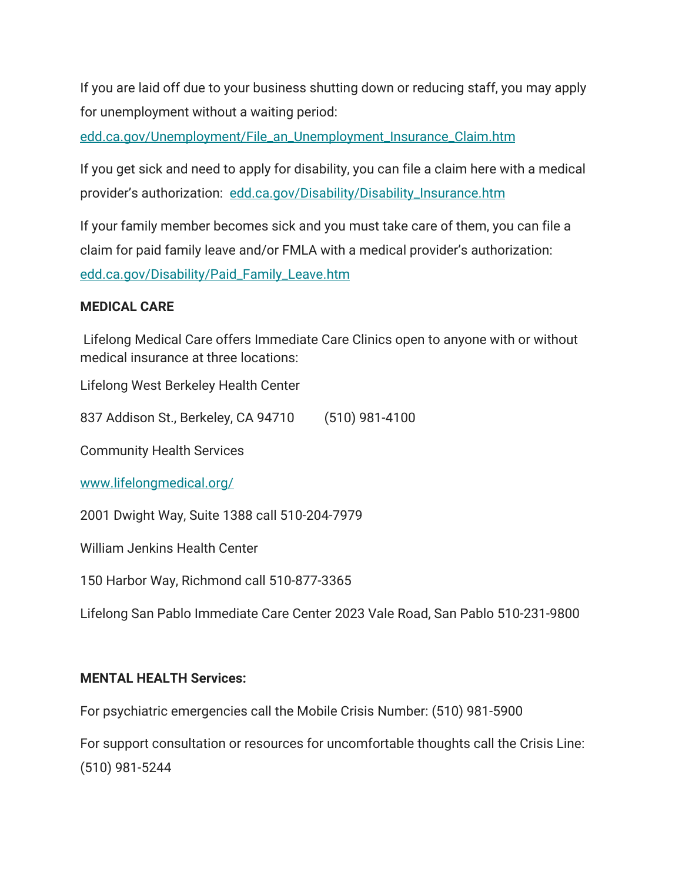If you are laid off due to your business shutting down or reducing staff, you may apply for unemployment without a waiting period: [edd.ca.gov/Unemployment/File_an_Unemployment_Insurance_Claim.htm](edd.ca.gov/Unemployment/File_an_Unemployment_Insurance_Claim.htm)

If you get sick and need to apply for disability, you can file a claim here with a medical provider's authorization: [edd.ca.gov/Disability/Disability_Insurance.htm](edd.ca.gov/Disability/Disability_Insurance.htm)

If your family member becomes sick and you must take care of them, you can file a claim for paid family leave and/or FMLA with a medical provider's authorization: [edd.ca.gov/Disability/Paid_Family_Leave.htm](edd.ca.gov/Disability/Paid_Family_Leave.htm)

**MEDICAL CARE**

Lifelong Medical Care offers Immediate Care Clinics open to anyone with or without medical insurance at three locations:

Lifelong West Berkeley Health Center

837 Addison St., Berkeley, CA 94710 (510) 981-4100

Community Health Services

[www.lifelongmedical.org/](www.lifelongmedical.org/)

2001 Dwight Way, Suite 1388 call 510-204-7979

William Jenkins Health Center

150 Harbor Way, Richmond call 510-877-3365

Lifelong San Pablo Immediate Care Center 2023 Vale Road, San Pablo 510-231-9800

**MENTAL HEALTH Services:**

For psychiatric emergencies call the Mobile Crisis Number: (510) 981-5900

For support consultation or resources for uncomfortable thoughts call the Crisis Line: (510) 981-5244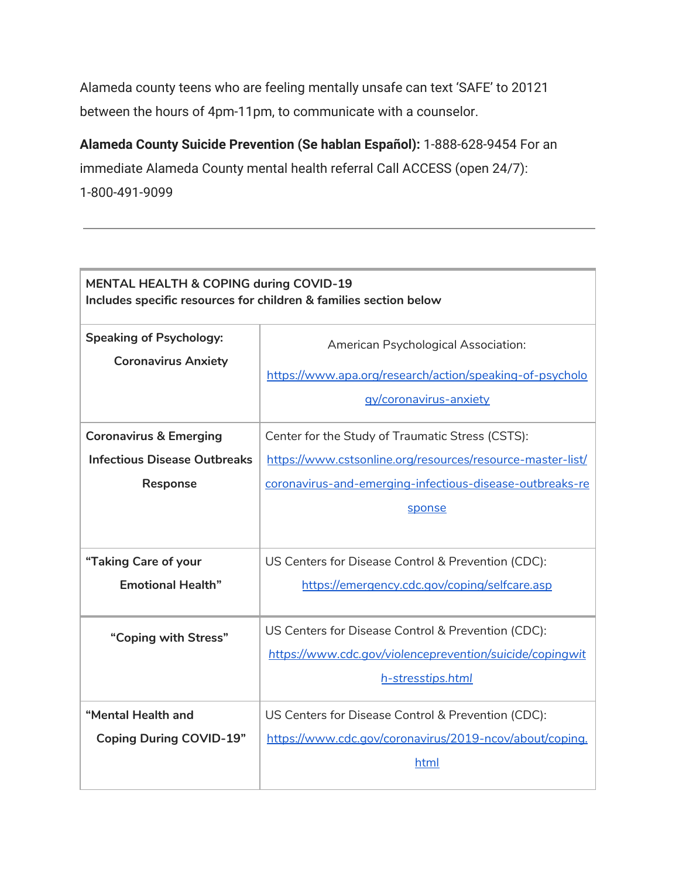Alameda county teens who are feeling mentally unsafe can text 'SAFE' to 20121 between the hours of 4pm-11pm, to communicate with a counselor.

**Alameda County Suicide Prevention (Se hablan Español):** 1-888-628-9454 For an immediate Alameda County mental health referral Call ACCESS (open 24/7): 1-800-491-9099

---

| **MENTAL HEALTH & COPING during COVID-19**<br>**Includes specific resources for children & families section below** | |
|---|---|
| **Speaking of Psychology: Coronavirus Anxiety** | American Psychological Association: https://www.apa.org/research/action/speaking-of-psychology/coronavirus-anxiety |
| **Coronavirus & Emerging Infectious Disease Outbreaks Response** | Center for the Study of Traumatic Stress (CSTS): https://www.cstsonline.org/resources/resource-master-list/coronavirus-and-emerging-infectious-disease-outbreaks-response |
| **"Taking Care of your Emotional Health"** | US Centers for Disease Control & Prevention (CDC): https://emergency.cdc.gov/coping/selfcare.asp |
| **"Coping with Stress"** | US Centers for Disease Control & Prevention (CDC): *https://www.cdc.gov/violenceprevention/suicide/copingwith-stresstips.html* |
| **"Mental Health and Coping During COVID-19"** | US Centers for Disease Control & Prevention (CDC): https://www.cdc.gov/coronavirus/2019-ncov/about/coping.html |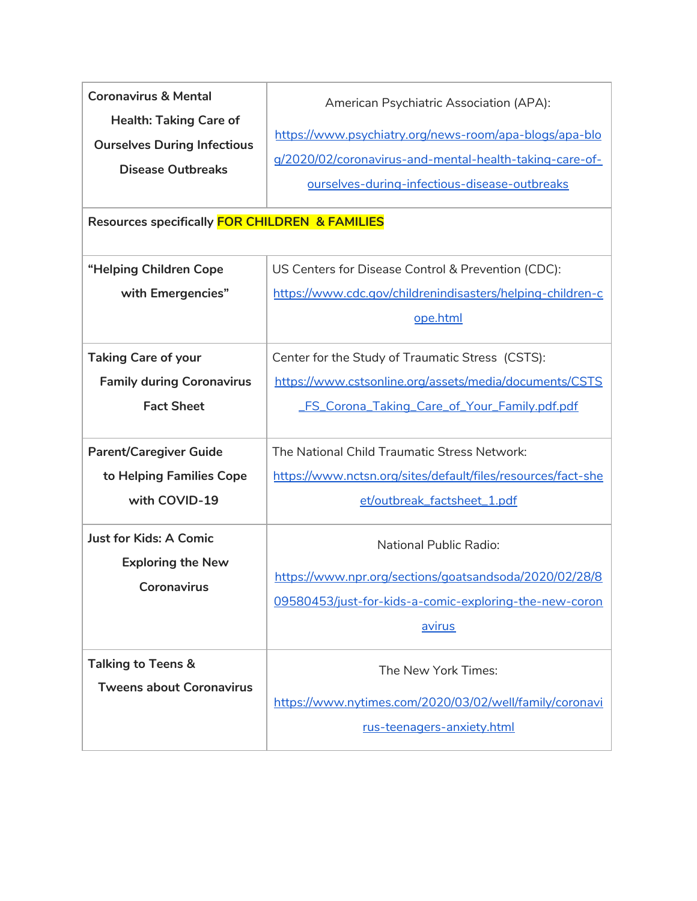| | |
|---|---|
| **Coronavirus & Mental Health: Taking Care of Ourselves During Infectious Disease Outbreaks** | American Psychiatric Association (APA): https://www.psychiatry.org/news-room/apa-blogs/apa-blog/2020/02/coronavirus-and-mental-health-taking-care-of-ourselves-during-infectious-disease-outbreaks |
| **Resources specifically FOR CHILDREN & FAMILIES** | |
| **“Helping Children Cope with Emergencies”** | US Centers for Disease Control & Prevention (CDC): https://www.cdc.gov/childrenindisasters/helping-children-cope.html |
| **Taking Care of your Family during Coronavirus Fact Sheet** | Center for the Study of Traumatic Stress (CSTS): https://www.cstsonline.org/assets/media/documents/CSTS_FS_Corona_Taking_Care_of_Your_Family.pdf.pdf |
| **Parent/Caregiver Guide to Helping Families Cope with COVID-19** | The National Child Traumatic Stress Network: https://www.nctsn.org/sites/default/files/resources/fact-sheet/outbreak_factsheet_1.pdf |
| **Just for Kids: A Comic Exploring the New Coronavirus** | National Public Radio: https://www.npr.org/sections/goatsandsoda/2020/02/28/809580453/just-for-kids-a-comic-exploring-the-new-coronavirus |
| **Talking to Teens & Tweens about Coronavirus** | The New York Times: https://www.nytimes.com/2020/03/02/well/family/coronavirus-teenagers-anxiety.html |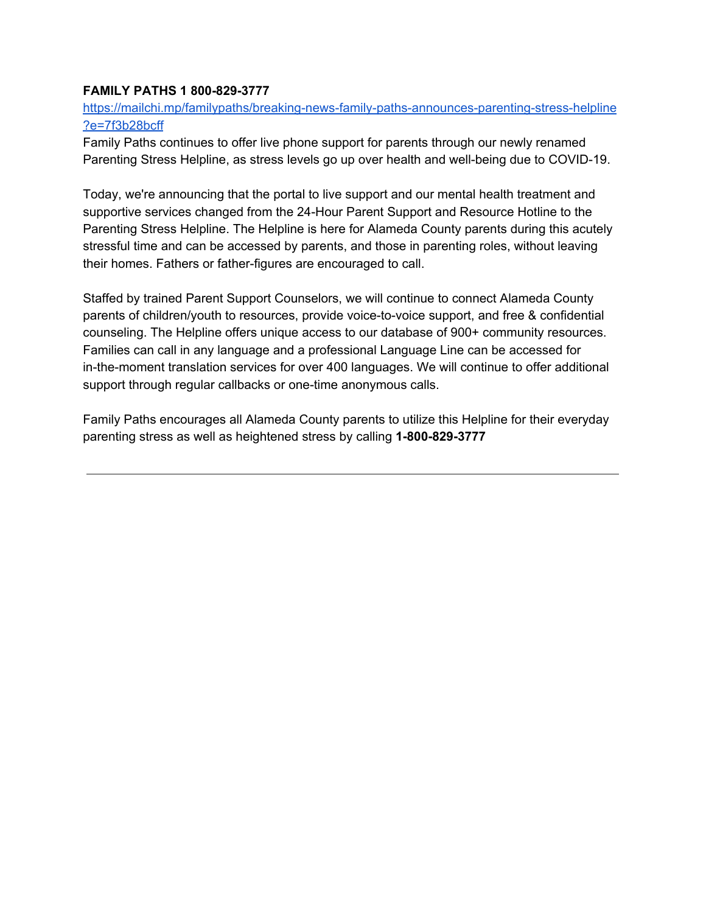**FAMILY PATHS 1 800-829-3777**

https://mailchi.mp/familypaths/breaking-news-family-paths-announces-parenting-stress-helpline?e=7f3b28bcff

Family Paths continues to offer live phone support for parents through our newly renamed Parenting Stress Helpline, as stress levels go up over health and well-being due to COVID-19.

Today, we're announcing that the portal to live support and our mental health treatment and supportive services changed from the 24-Hour Parent Support and Resource Hotline to the Parenting Stress Helpline. The Helpline is here for Alameda County parents during this acutely stressful time and can be accessed by parents, and those in parenting roles, without leaving their homes. Fathers or father-figures are encouraged to call.

Staffed by trained Parent Support Counselors, we will continue to connect Alameda County parents of children/youth to resources, provide voice-to-voice support, and free & confidential counseling. The Helpline offers unique access to our database of 900+ community resources. Families can call in any language and a professional Language Line can be accessed for in-the-moment translation services for over 400 languages. We will continue to offer additional support through regular callbacks or one-time anonymous calls.

Family Paths encourages all Alameda County parents to utilize this Helpline for their everyday parenting stress as well as heightened stress by calling **1-800-829-3777**

---